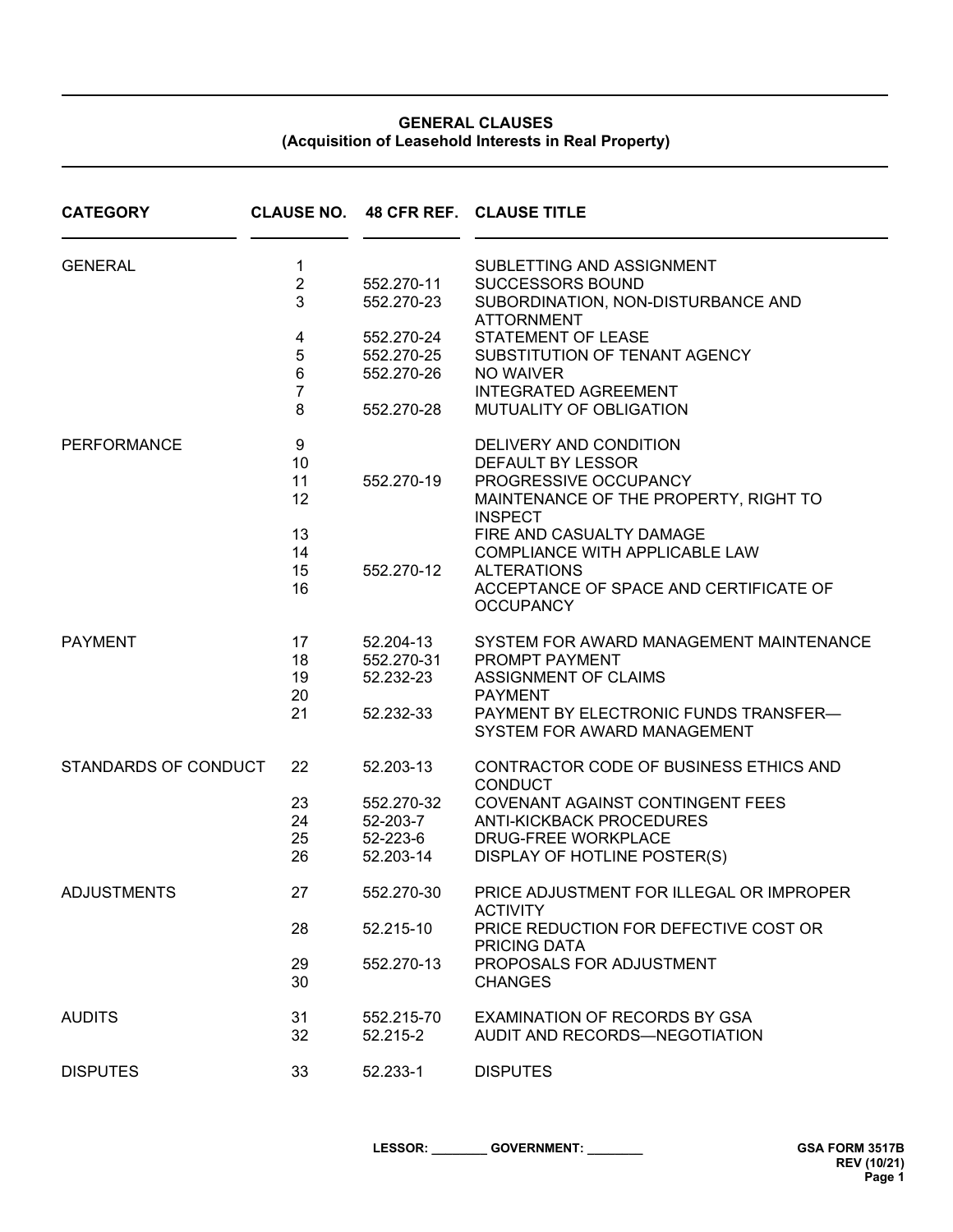# GENERAL CLAUSES
## (Acquisition of Leasehold Interests in Real Property)

| CATEGORY | CLAUSE NO. | 48 CFR REF. | CLAUSE TITLE |
|---|---|---|---|
| GENERAL | 1 | | SUBLETTING AND ASSIGNMENT |
| | 2 | 552.270-11 | SUCCESSORS BOUND |
| | 3 | 552.270-23 | SUBORDINATION, NON-DISTURBANCE AND ATTORNMENT |
| | 4 | 552.270-24 | STATEMENT OF LEASE |
| | 5 | 552.270-25 | SUBSTITUTION OF TENANT AGENCY |
| | 6 | 552.270-26 | NO WAIVER |
| | 7 | | INTEGRATED AGREEMENT |
| | 8 | 552.270-28 | MUTUALITY OF OBLIGATION |
| PERFORMANCE | 9 | | DELIVERY AND CONDITION |
| | 10 | | DEFAULT BY LESSOR |
| | 11 | 552.270-19 | PROGRESSIVE OCCUPANCY |
| | 12 | | MAINTENANCE OF THE PROPERTY, RIGHT TO INSPECT |
| | 13 | | FIRE AND CASUALTY DAMAGE |
| | 14 | | COMPLIANCE WITH APPLICABLE LAW |
| | 15 | 552.270-12 | ALTERATIONS |
| | 16 | | ACCEPTANCE OF SPACE AND CERTIFICATE OF OCCUPANCY |
| PAYMENT | 17 | 52.204-13 | SYSTEM FOR AWARD MANAGEMENT MAINTENANCE |
| | 18 | 552.270-31 | PROMPT PAYMENT |
| | 19 | 52.232-23 | ASSIGNMENT OF CLAIMS |
| | 20 | | PAYMENT |
| | 21 | 52.232-33 | PAYMENT BY ELECTRONIC FUNDS TRANSFER—SYSTEM FOR AWARD MANAGEMENT |
| STANDARDS OF CONDUCT | 22 | 52.203-13 | CONTRACTOR CODE OF BUSINESS ETHICS AND CONDUCT |
| | 23 | 552.270-32 | COVENANT AGAINST CONTINGENT FEES |
| | 24 | 52-203-7 | ANTI-KICKBACK PROCEDURES |
| | 25 | 52-223-6 | DRUG-FREE WORKPLACE |
| | 26 | 52.203-14 | DISPLAY OF HOTLINE POSTER(S) |
| ADJUSTMENTS | 27 | 552.270-30 | PRICE ADJUSTMENT FOR ILLEGAL OR IMPROPER ACTIVITY |
| | 28 | 52.215-10 | PRICE REDUCTION FOR DEFECTIVE COST OR PRICING DATA |
| | 29 | 552.270-13 | PROPOSALS FOR ADJUSTMENT |
| | 30 | | CHANGES |
| AUDITS | 31 | 552.215-70 | EXAMINATION OF RECORDS BY GSA |
| | 32 | 52.215-2 | AUDIT AND RECORDS—NEGOTIATION |
| DISPUTES | 33 | 52.233-1 | DISPUTES |

LESSOR: ________ GOVERNMENT: ________

GSA FORM 3517B
REV (10/21)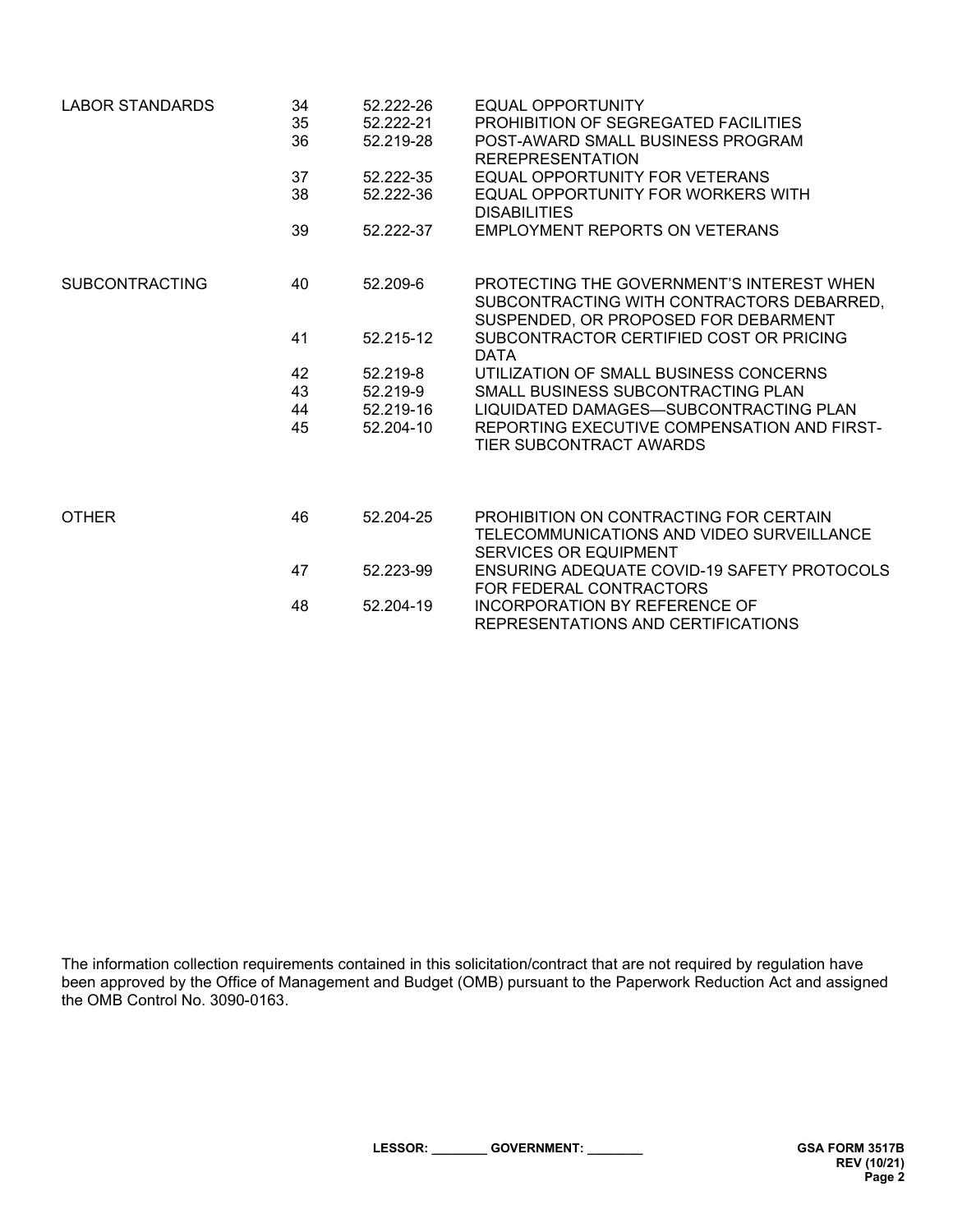| | | | |
|---|---|---|---|
| LABOR STANDARDS | 34 | 52.222-26 | EQUAL OPPORTUNITY |
| | 35 | 52.222-21 | PROHIBITION OF SEGREGATED FACILITIES |
| | 36 | 52.219-28 | POST-AWARD SMALL BUSINESS PROGRAM REREPRESENTATION |
| | 37 | 52.222-35 | EQUAL OPPORTUNITY FOR VETERANS |
| | 38 | 52.222-36 | EQUAL OPPORTUNITY FOR WORKERS WITH DISABILITIES |
| | 39 | 52.222-37 | EMPLOYMENT REPORTS ON VETERANS |
| SUBCONTRACTING | 40 | 52.209-6 | PROTECTING THE GOVERNMENT'S INTEREST WHEN SUBCONTRACTING WITH CONTRACTORS DEBARRED, SUSPENDED, OR PROPOSED FOR DEBARMENT |
| | 41 | 52.215-12 | SUBCONTRACTOR CERTIFIED COST OR PRICING DATA |
| | 42 | 52.219-8 | UTILIZATION OF SMALL BUSINESS CONCERNS |
| | 43 | 52.219-9 | SMALL BUSINESS SUBCONTRACTING PLAN |
| | 44 | 52.219-16 | LIQUIDATED DAMAGES—SUBCONTRACTING PLAN |
| | 45 | 52.204-10 | REPORTING EXECUTIVE COMPENSATION AND FIRST-TIER SUBCONTRACT AWARDS |
| OTHER | 46 | 52.204-25 | PROHIBITION ON CONTRACTING FOR CERTAIN TELECOMMUNICATIONS AND VIDEO SURVEILLANCE SERVICES OR EQUIPMENT |
| | 47 | 52.223-99 | ENSURING ADEQUATE COVID-19 SAFETY PROTOCOLS FOR FEDERAL CONTRACTORS |
| | 48 | 52.204-19 | INCORPORATION BY REFERENCE OF REPRESENTATIONS AND CERTIFICATIONS |

The information collection requirements contained in this solicitation/contract that are not required by regulation have been approved by the Office of Management and Budget (OMB) pursuant to the Paperwork Reduction Act and assigned the OMB Control No. 3090-0163.

**LESSOR: ________ GOVERNMENT: ________**

**GSA FORM 3517B REV (10/21)**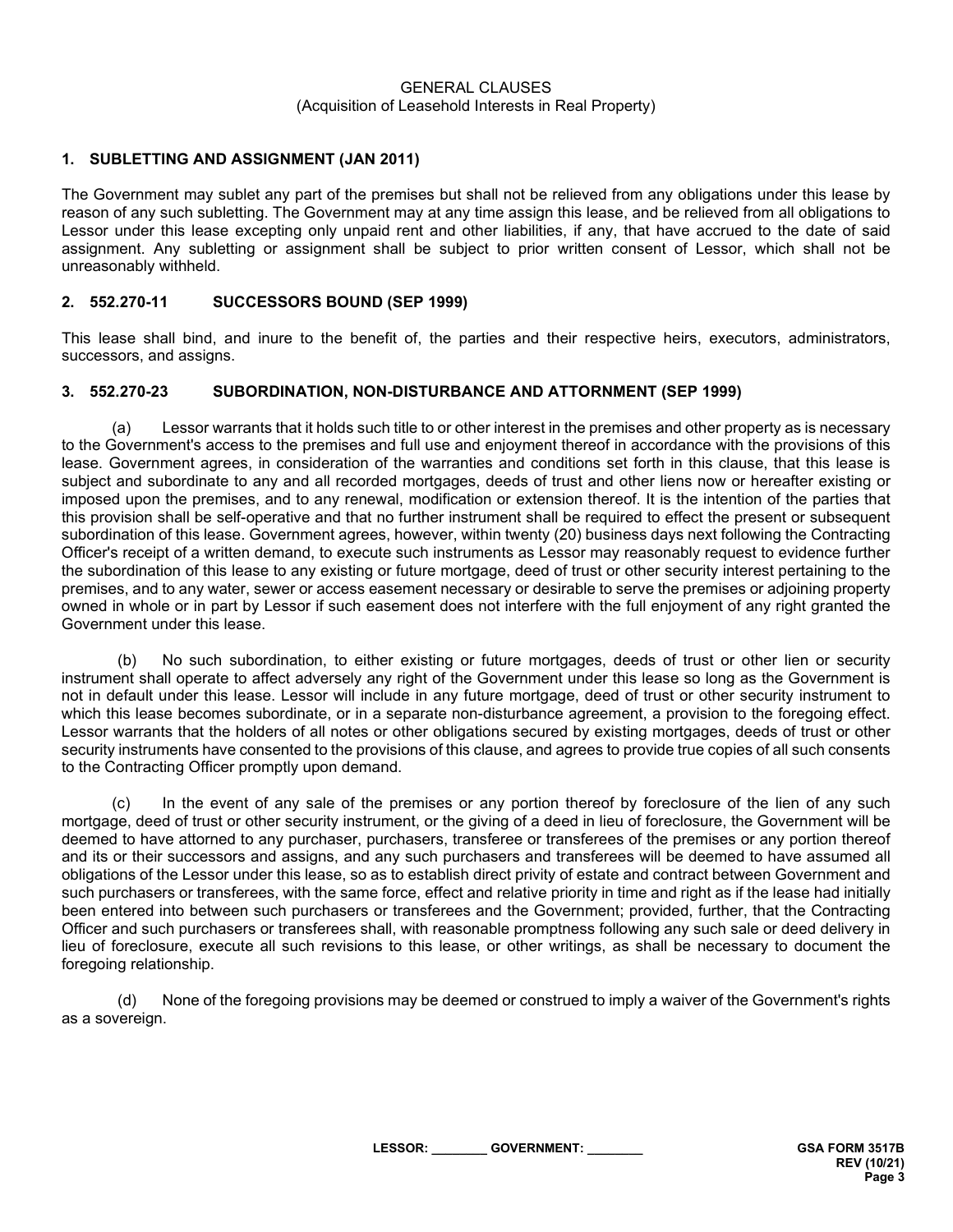GENERAL CLAUSES
(Acquisition of Leasehold Interests in Real Property)

### 1. SUBLETTING AND ASSIGNMENT (JAN 2011)

The Government may sublet any part of the premises but shall not be relieved from any obligations under this lease by reason of any such subletting. The Government may at any time assign this lease, and be relieved from all obligations to Lessor under this lease excepting only unpaid rent and other liabilities, if any, that have accrued to the date of said assignment. Any subletting or assignment shall be subject to prior written consent of Lessor, which shall not be unreasonably withheld.

### 2. 552.270-11 SUCCESSORS BOUND (SEP 1999)

This lease shall bind, and inure to the benefit of, the parties and their respective heirs, executors, administrators, successors, and assigns.

### 3. 552.270-23 SUBORDINATION, NON-DISTURBANCE AND ATTORNMENT (SEP 1999)

(a) Lessor warrants that it holds such title to or other interest in the premises and other property as is necessary to the Government's access to the premises and full use and enjoyment thereof in accordance with the provisions of this lease. Government agrees, in consideration of the warranties and conditions set forth in this clause, that this lease is subject and subordinate to any and all recorded mortgages, deeds of trust and other liens now or hereafter existing or imposed upon the premises, and to any renewal, modification or extension thereof. It is the intention of the parties that this provision shall be self-operative and that no further instrument shall be required to effect the present or subsequent subordination of this lease. Government agrees, however, within twenty (20) business days next following the Contracting Officer's receipt of a written demand, to execute such instruments as Lessor may reasonably request to evidence further the subordination of this lease to any existing or future mortgage, deed of trust or other security interest pertaining to the premises, and to any water, sewer or access easement necessary or desirable to serve the premises or adjoining property owned in whole or in part by Lessor if such easement does not interfere with the full enjoyment of any right granted the Government under this lease.

(b) No such subordination, to either existing or future mortgages, deeds of trust or other lien or security instrument shall operate to affect adversely any right of the Government under this lease so long as the Government is not in default under this lease. Lessor will include in any future mortgage, deed of trust or other security instrument to which this lease becomes subordinate, or in a separate non-disturbance agreement, a provision to the foregoing effect. Lessor warrants that the holders of all notes or other obligations secured by existing mortgages, deeds of trust or other security instruments have consented to the provisions of this clause, and agrees to provide true copies of all such consents to the Contracting Officer promptly upon demand.

(c) In the event of any sale of the premises or any portion thereof by foreclosure of the lien of any such mortgage, deed of trust or other security instrument, or the giving of a deed in lieu of foreclosure, the Government will be deemed to have attorned to any purchaser, purchasers, transferee or transferees of the premises or any portion thereof and its or their successors and assigns, and any such purchasers and transferees will be deemed to have assumed all obligations of the Lessor under this lease, so as to establish direct privity of estate and contract between Government and such purchasers or transferees, with the same force, effect and relative priority in time and right as if the lease had initially been entered into between such purchasers or transferees and the Government; provided, further, that the Contracting Officer and such purchasers or transferees shall, with reasonable promptness following any such sale or deed delivery in lieu of foreclosure, execute all such revisions to this lease, or other writings, as shall be necessary to document the foregoing relationship.

(d) None of the foregoing provisions may be deemed or construed to imply a waiver of the Government's rights as a sovereign.

LESSOR: _______ GOVERNMENT: _______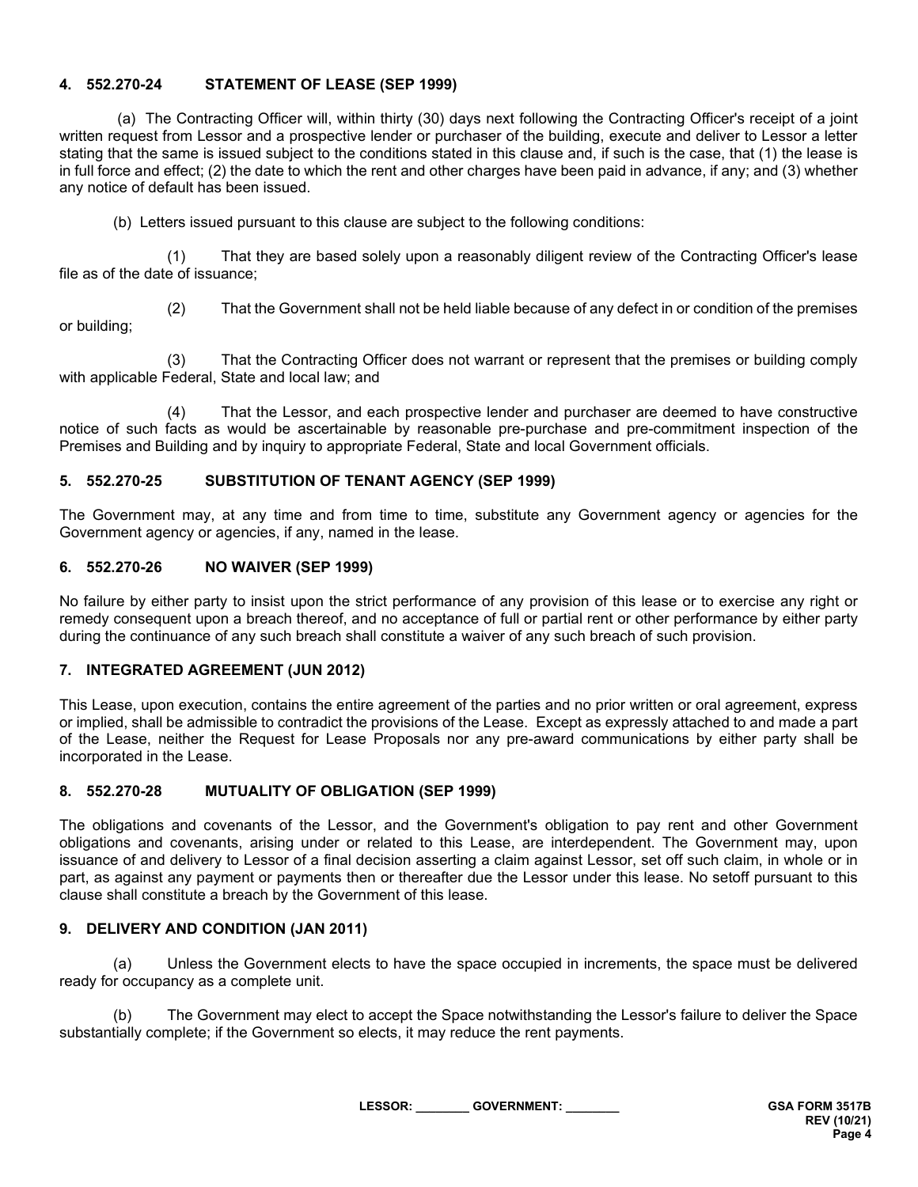### 4. 552.270-24 STATEMENT OF LEASE (SEP 1999)

(a) The Contracting Officer will, within thirty (30) days next following the Contracting Officer's receipt of a joint written request from Lessor and a prospective lender or purchaser of the building, execute and deliver to Lessor a letter stating that the same is issued subject to the conditions stated in this clause and, if such is the case, that (1) the lease is in full force and effect; (2) the date to which the rent and other charges have been paid in advance, if any; and (3) whether any notice of default has been issued.

(b) Letters issued pursuant to this clause are subject to the following conditions:

(1) That they are based solely upon a reasonably diligent review of the Contracting Officer's lease file as of the date of issuance;

(2) That the Government shall not be held liable because of any defect in or condition of the premises or building;

(3) That the Contracting Officer does not warrant or represent that the premises or building comply with applicable Federal, State and local law; and

(4) That the Lessor, and each prospective lender and purchaser are deemed to have constructive notice of such facts as would be ascertainable by reasonable pre-purchase and pre-commitment inspection of the Premises and Building and by inquiry to appropriate Federal, State and local Government officials.

### 5. 552.270-25 SUBSTITUTION OF TENANT AGENCY (SEP 1999)

The Government may, at any time and from time to time, substitute any Government agency or agencies for the Government agency or agencies, if any, named in the lease.

### 6. 552.270-26 NO WAIVER (SEP 1999)

No failure by either party to insist upon the strict performance of any provision of this lease or to exercise any right or remedy consequent upon a breach thereof, and no acceptance of full or partial rent or other performance by either party during the continuance of any such breach shall constitute a waiver of any such breach of such provision.

### 7. INTEGRATED AGREEMENT (JUN 2012)

This Lease, upon execution, contains the entire agreement of the parties and no prior written or oral agreement, express or implied, shall be admissible to contradict the provisions of the Lease. Except as expressly attached to and made a part of the Lease, neither the Request for Lease Proposals nor any pre-award communications by either party shall be incorporated in the Lease.

### 8. 552.270-28 MUTUALITY OF OBLIGATION (SEP 1999)

The obligations and covenants of the Lessor, and the Government's obligation to pay rent and other Government obligations and covenants, arising under or related to this Lease, are interdependent. The Government may, upon issuance of and delivery to Lessor of a final decision asserting a claim against Lessor, set off such claim, in whole or in part, as against any payment or payments then or thereafter due the Lessor under this lease. No setoff pursuant to this clause shall constitute a breach by the Government of this lease.

### 9. DELIVERY AND CONDITION (JAN 2011)

(a) Unless the Government elects to have the space occupied in increments, the space must be delivered ready for occupancy as a complete unit.

(b) The Government may elect to accept the Space notwithstanding the Lessor's failure to deliver the Space substantially complete; if the Government so elects, it may reduce the rent payments.

LESSOR: ________ GOVERNMENT: ________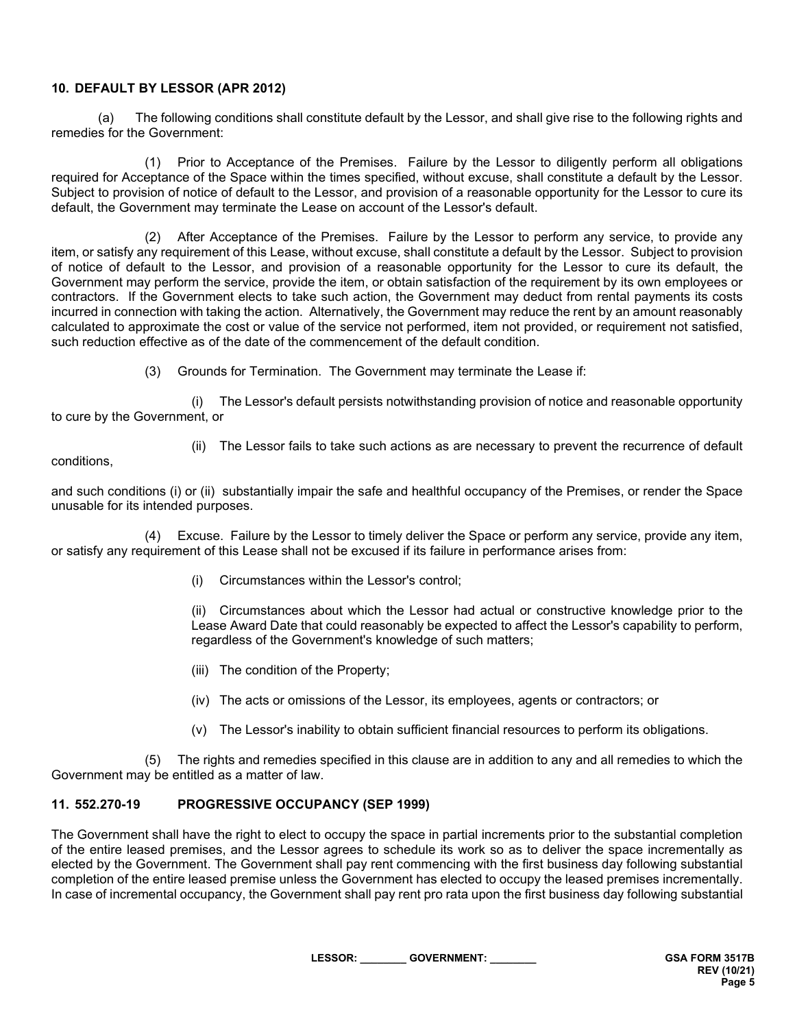### 10. DEFAULT BY LESSOR (APR 2012)

(a) The following conditions shall constitute default by the Lessor, and shall give rise to the following rights and remedies for the Government:

(1) Prior to Acceptance of the Premises. Failure by the Lessor to diligently perform all obligations required for Acceptance of the Space within the times specified, without excuse, shall constitute a default by the Lessor. Subject to provision of notice of default to the Lessor, and provision of a reasonable opportunity for the Lessor to cure its default, the Government may terminate the Lease on account of the Lessor's default.

(2) After Acceptance of the Premises. Failure by the Lessor to perform any service, to provide any item, or satisfy any requirement of this Lease, without excuse, shall constitute a default by the Lessor. Subject to provision of notice of default to the Lessor, and provision of a reasonable opportunity for the Lessor to cure its default, the Government may perform the service, provide the item, or obtain satisfaction of the requirement by its own employees or contractors. If the Government elects to take such action, the Government may deduct from rental payments its costs incurred in connection with taking the action. Alternatively, the Government may reduce the rent by an amount reasonably calculated to approximate the cost or value of the service not performed, item not provided, or requirement not satisfied, such reduction effective as of the date of the commencement of the default condition.

(3) Grounds for Termination. The Government may terminate the Lease if:

(i) The Lessor's default persists notwithstanding provision of notice and reasonable opportunity to cure by the Government, or

(ii) The Lessor fails to take such actions as are necessary to prevent the recurrence of default conditions,

and such conditions (i) or (ii) substantially impair the safe and healthful occupancy of the Premises, or render the Space unusable for its intended purposes.

(4) Excuse. Failure by the Lessor to timely deliver the Space or perform any service, provide any item, or satisfy any requirement of this Lease shall not be excused if its failure in performance arises from:

(i) Circumstances within the Lessor's control;

(ii) Circumstances about which the Lessor had actual or constructive knowledge prior to the Lease Award Date that could reasonably be expected to affect the Lessor's capability to perform, regardless of the Government's knowledge of such matters;

(iii) The condition of the Property;

(iv) The acts or omissions of the Lessor, its employees, agents or contractors; or

(v) The Lessor's inability to obtain sufficient financial resources to perform its obligations.

(5) The rights and remedies specified in this clause are in addition to any and all remedies to which the Government may be entitled as a matter of law.

### 11. 552.270-19 PROGRESSIVE OCCUPANCY (SEP 1999)

The Government shall have the right to elect to occupy the space in partial increments prior to the substantial completion of the entire leased premises, and the Lessor agrees to schedule its work so as to deliver the space incrementally as elected by the Government. The Government shall pay rent commencing with the first business day following substantial completion of the entire leased premise unless the Government has elected to occupy the leased premises incrementally. In case of incremental occupancy, the Government shall pay rent pro rata upon the first business day following substantial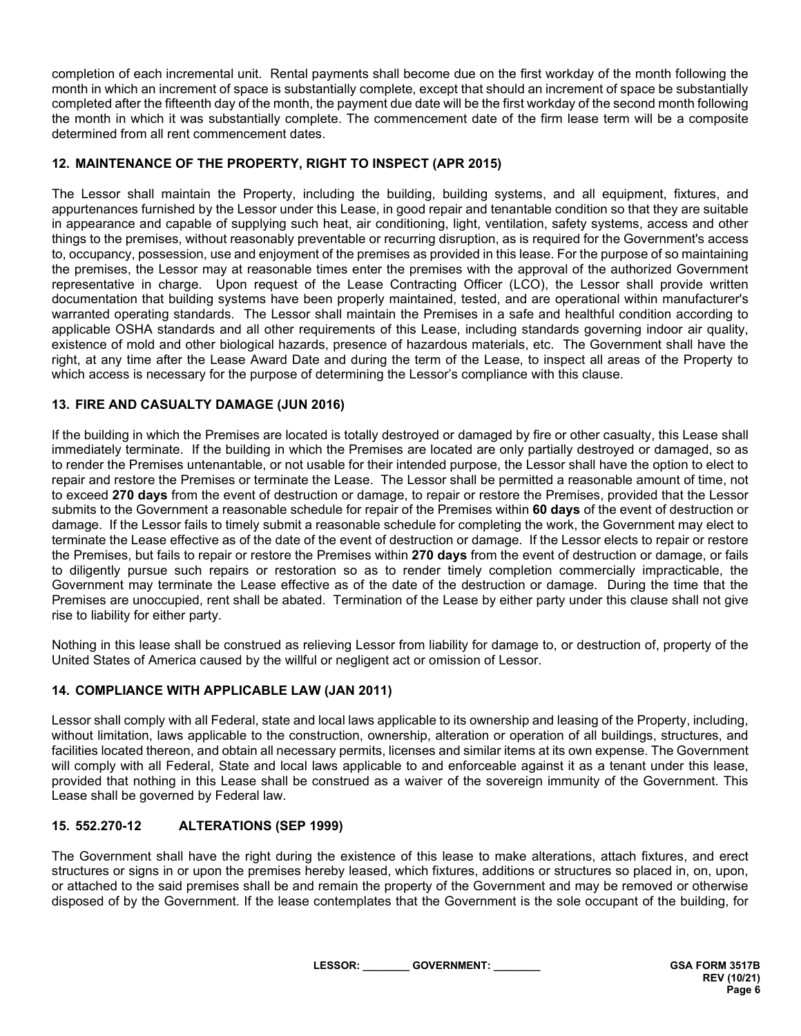completion of each incremental unit. Rental payments shall become due on the first workday of the month following the month in which an increment of space is substantially complete, except that should an increment of space be substantially completed after the fifteenth day of the month, the payment due date will be the first workday of the second month following the month in which it was substantially complete. The commencement date of the firm lease term will be a composite determined from all rent commencement dates.

## 12. MAINTENANCE OF THE PROPERTY, RIGHT TO INSPECT (APR 2015)

The Lessor shall maintain the Property, including the building, building systems, and all equipment, fixtures, and appurtenances furnished by the Lessor under this Lease, in good repair and tenantable condition so that they are suitable in appearance and capable of supplying such heat, air conditioning, light, ventilation, safety systems, access and other things to the premises, without reasonably preventable or recurring disruption, as is required for the Government's access to, occupancy, possession, use and enjoyment of the premises as provided in this lease. For the purpose of so maintaining the premises, the Lessor may at reasonable times enter the premises with the approval of the authorized Government representative in charge. Upon request of the Lease Contracting Officer (LCO), the Lessor shall provide written documentation that building systems have been properly maintained, tested, and are operational within manufacturer's warranted operating standards. The Lessor shall maintain the Premises in a safe and healthful condition according to applicable OSHA standards and all other requirements of this Lease, including standards governing indoor air quality, existence of mold and other biological hazards, presence of hazardous materials, etc. The Government shall have the right, at any time after the Lease Award Date and during the term of the Lease, to inspect all areas of the Property to which access is necessary for the purpose of determining the Lessor's compliance with this clause.

## 13. FIRE AND CASUALTY DAMAGE (JUN 2016)

If the building in which the Premises are located is totally destroyed or damaged by fire or other casualty, this Lease shall immediately terminate. If the building in which the Premises are located are only partially destroyed or damaged, so as to render the Premises untenantable, or not usable for their intended purpose, the Lessor shall have the option to elect to repair and restore the Premises or terminate the Lease. The Lessor shall be permitted a reasonable amount of time, not to exceed **270 days** from the event of destruction or damage, to repair or restore the Premises, provided that the Lessor submits to the Government a reasonable schedule for repair of the Premises within **60 days** of the event of destruction or damage. If the Lessor fails to timely submit a reasonable schedule for completing the work, the Government may elect to terminate the Lease effective as of the date of the event of destruction or damage. If the Lessor elects to repair or restore the Premises, but fails to repair or restore the Premises within **270 days** from the event of destruction or damage, or fails to diligently pursue such repairs or restoration so as to render timely completion commercially impracticable, the Government may terminate the Lease effective as of the date of the destruction or damage. During the time that the Premises are unoccupied, rent shall be abated. Termination of the Lease by either party under this clause shall not give rise to liability for either party.

Nothing in this lease shall be construed as relieving Lessor from liability for damage to, or destruction of, property of the United States of America caused by the willful or negligent act or omission of Lessor.

## 14. COMPLIANCE WITH APPLICABLE LAW (JAN 2011)

Lessor shall comply with all Federal, state and local laws applicable to its ownership and leasing of the Property, including, without limitation, laws applicable to the construction, ownership, alteration or operation of all buildings, structures, and facilities located thereon, and obtain all necessary permits, licenses and similar items at its own expense. The Government will comply with all Federal, State and local laws applicable to and enforceable against it as a tenant under this lease, provided that nothing in this Lease shall be construed as a waiver of the sovereign immunity of the Government. This Lease shall be governed by Federal law.

## 15. 552.270-12 ALTERATIONS (SEP 1999)

The Government shall have the right during the existence of this lease to make alterations, attach fixtures, and erect structures or signs in or upon the premises hereby leased, which fixtures, additions or structures so placed in, on, upon, or attached to the said premises shall be and remain the property of the Government and may be removed or otherwise disposed of by the Government. If the lease contemplates that the Government is the sole occupant of the building, for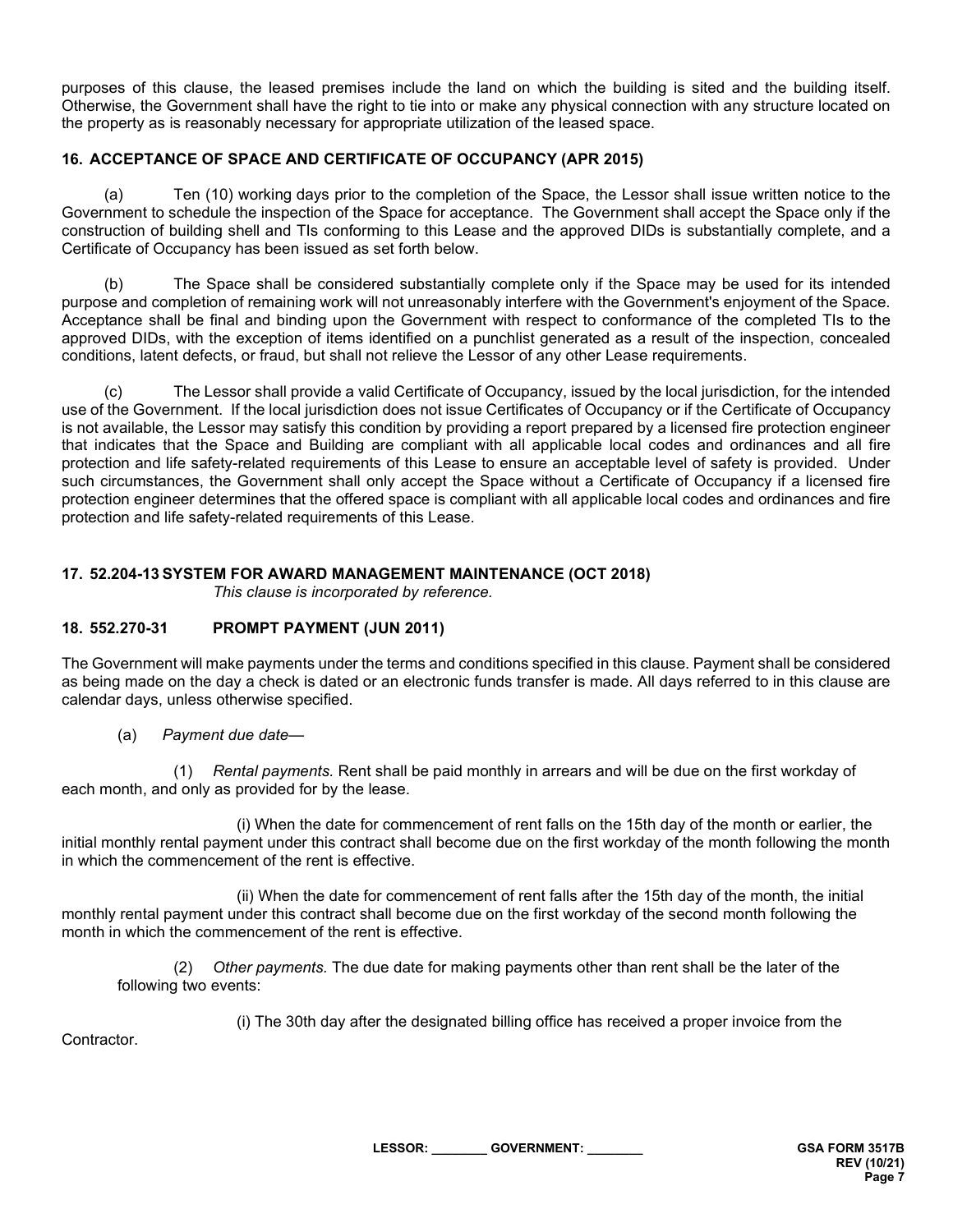purposes of this clause, the leased premises include the land on which the building is sited and the building itself. Otherwise, the Government shall have the right to tie into or make any physical connection with any structure located on the property as is reasonably necessary for appropriate utilization of the leased space.

### 16. ACCEPTANCE OF SPACE AND CERTIFICATE OF OCCUPANCY (APR 2015)

(a) Ten (10) working days prior to the completion of the Space, the Lessor shall issue written notice to the Government to schedule the inspection of the Space for acceptance. The Government shall accept the Space only if the construction of building shell and TIs conforming to this Lease and the approved DIDs is substantially complete, and a Certificate of Occupancy has been issued as set forth below.

(b) The Space shall be considered substantially complete only if the Space may be used for its intended purpose and completion of remaining work will not unreasonably interfere with the Government's enjoyment of the Space. Acceptance shall be final and binding upon the Government with respect to conformance of the completed TIs to the approved DIDs, with the exception of items identified on a punchlist generated as a result of the inspection, concealed conditions, latent defects, or fraud, but shall not relieve the Lessor of any other Lease requirements.

(c) The Lessor shall provide a valid Certificate of Occupancy, issued by the local jurisdiction, for the intended use of the Government. If the local jurisdiction does not issue Certificates of Occupancy or if the Certificate of Occupancy is not available, the Lessor may satisfy this condition by providing a report prepared by a licensed fire protection engineer that indicates that the Space and Building are compliant with all applicable local codes and ordinances and all fire protection and life safety-related requirements of this Lease to ensure an acceptable level of safety is provided. Under such circumstances, the Government shall only accept the Space without a Certificate of Occupancy if a licensed fire protection engineer determines that the offered space is compliant with all applicable local codes and ordinances and fire protection and life safety-related requirements of this Lease.

### 17. 52.204-13 SYSTEM FOR AWARD MANAGEMENT MAINTENANCE (OCT 2018)

*This clause is incorporated by reference.*

### 18. 552.270-31 PROMPT PAYMENT (JUN 2011)

The Government will make payments under the terms and conditions specified in this clause. Payment shall be considered as being made on the day a check is dated or an electronic funds transfer is made. All days referred to in this clause are calendar days, unless otherwise specified.

(a) *Payment due date*—

(1) *Rental payments.* Rent shall be paid monthly in arrears and will be due on the first workday of each month, and only as provided for by the lease.

(i) When the date for commencement of rent falls on the 15th day of the month or earlier, the initial monthly rental payment under this contract shall become due on the first workday of the month following the month in which the commencement of the rent is effective.

(ii) When the date for commencement of rent falls after the 15th day of the month, the initial monthly rental payment under this contract shall become due on the first workday of the second month following the month in which the commencement of the rent is effective.

(2) *Other payments.* The due date for making payments other than rent shall be the later of the following two events:

(i) The 30th day after the designated billing office has received a proper invoice from the Contractor.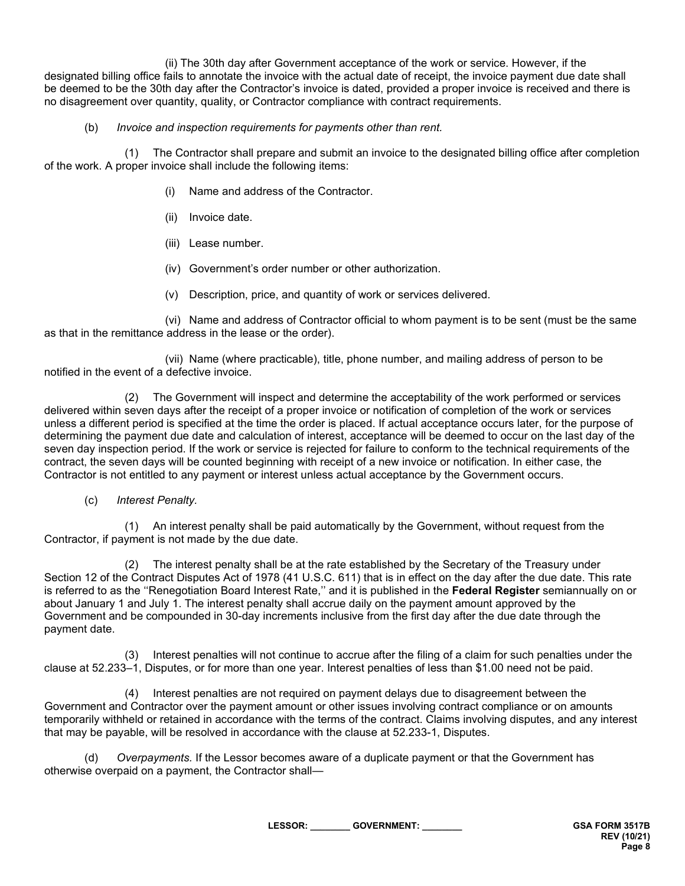(ii) The 30th day after Government acceptance of the work or service. However, if the designated billing office fails to annotate the invoice with the actual date of receipt, the invoice payment due date shall be deemed to be the 30th day after the Contractor's invoice is dated, provided a proper invoice is received and there is no disagreement over quantity, quality, or Contractor compliance with contract requirements.

(b) *Invoice and inspection requirements for payments other than rent.*

(1) The Contractor shall prepare and submit an invoice to the designated billing office after completion of the work. A proper invoice shall include the following items:

(i) Name and address of the Contractor.

(ii) Invoice date.

(iii) Lease number.

(iv) Government's order number or other authorization.

(v) Description, price, and quantity of work or services delivered.

(vi) Name and address of Contractor official to whom payment is to be sent (must be the same as that in the remittance address in the lease or the order).

(vii) Name (where practicable), title, phone number, and mailing address of person to be notified in the event of a defective invoice.

(2) The Government will inspect and determine the acceptability of the work performed or services delivered within seven days after the receipt of a proper invoice or notification of completion of the work or services unless a different period is specified at the time the order is placed. If actual acceptance occurs later, for the purpose of determining the payment due date and calculation of interest, acceptance will be deemed to occur on the last day of the seven day inspection period. If the work or service is rejected for failure to conform to the technical requirements of the contract, the seven days will be counted beginning with receipt of a new invoice or notification. In either case, the Contractor is not entitled to any payment or interest unless actual acceptance by the Government occurs.

(c) *Interest Penalty.*

(1) An interest penalty shall be paid automatically by the Government, without request from the Contractor, if payment is not made by the due date.

(2) The interest penalty shall be at the rate established by the Secretary of the Treasury under Section 12 of the Contract Disputes Act of 1978 (41 U.S.C. 611) that is in effect on the day after the due date. This rate is referred to as the ''Renegotiation Board Interest Rate,'' and it is published in the **Federal Register** semiannually on or about January 1 and July 1. The interest penalty shall accrue daily on the payment amount approved by the Government and be compounded in 30-day increments inclusive from the first day after the due date through the payment date.

(3) Interest penalties will not continue to accrue after the filing of a claim for such penalties under the clause at 52.233–1, Disputes, or for more than one year. Interest penalties of less than $1.00 need not be paid.

(4) Interest penalties are not required on payment delays due to disagreement between the Government and Contractor over the payment amount or other issues involving contract compliance or on amounts temporarily withheld or retained in accordance with the terms of the contract. Claims involving disputes, and any interest that may be payable, will be resolved in accordance with the clause at 52.233-1, Disputes.

(d) *Overpayments.* If the Lessor becomes aware of a duplicate payment or that the Government has otherwise overpaid on a payment, the Contractor shall—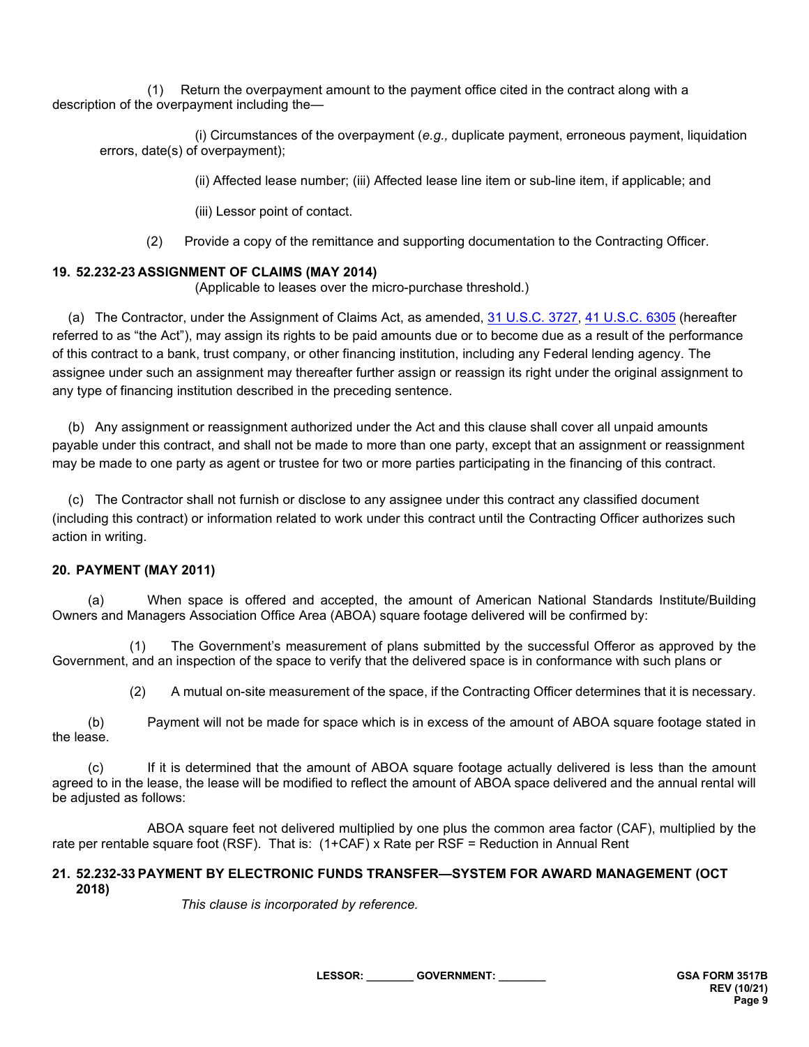(1) Return the overpayment amount to the payment office cited in the contract along with a description of the overpayment including the—

(i) Circumstances of the overpayment (*e.g.,* duplicate payment, erroneous payment, liquidation errors, date(s) of overpayment);

(ii) Affected lease number; (iii) Affected lease line item or sub-line item, if applicable; and

(iii) Lessor point of contact.

(2) Provide a copy of the remittance and supporting documentation to the Contracting Officer.

**19. 52.232-23 ASSIGNMENT OF CLAIMS (MAY 2014)**

(Applicable to leases over the micro-purchase threshold.)

(a) The Contractor, under the Assignment of Claims Act, as amended, 31 U.S.C. 3727, 41 U.S.C. 6305 (hereafter referred to as "the Act"), may assign its rights to be paid amounts due or to become due as a result of the performance of this contract to a bank, trust company, or other financing institution, including any Federal lending agency. The assignee under such an assignment may thereafter further assign or reassign its right under the original assignment to any type of financing institution described in the preceding sentence.

(b) Any assignment or reassignment authorized under the Act and this clause shall cover all unpaid amounts payable under this contract, and shall not be made to more than one party, except that an assignment or reassignment may be made to one party as agent or trustee for two or more parties participating in the financing of this contract.

(c) The Contractor shall not furnish or disclose to any assignee under this contract any classified document (including this contract) or information related to work under this contract until the Contracting Officer authorizes such action in writing.

**20. PAYMENT (MAY 2011)**

(a) When space is offered and accepted, the amount of American National Standards Institute/Building Owners and Managers Association Office Area (ABOA) square footage delivered will be confirmed by:

(1) The Government's measurement of plans submitted by the successful Offeror as approved by the Government, and an inspection of the space to verify that the delivered space is in conformance with such plans or

(2) A mutual on-site measurement of the space, if the Contracting Officer determines that it is necessary.

(b) Payment will not be made for space which is in excess of the amount of ABOA square footage stated in the lease.

(c) If it is determined that the amount of ABOA square footage actually delivered is less than the amount agreed to in the lease, the lease will be modified to reflect the amount of ABOA space delivered and the annual rental will be adjusted as follows:

ABOA square feet not delivered multiplied by one plus the common area factor (CAF), multiplied by the rate per rentable square foot (RSF). That is: (1+CAF) x Rate per RSF = Reduction in Annual Rent

**21. 52.232-33 PAYMENT BY ELECTRONIC FUNDS TRANSFER—SYSTEM FOR AWARD MANAGEMENT (OCT 2018)**

*This clause is incorporated by reference.*

LESSOR: _______ GOVERNMENT: _______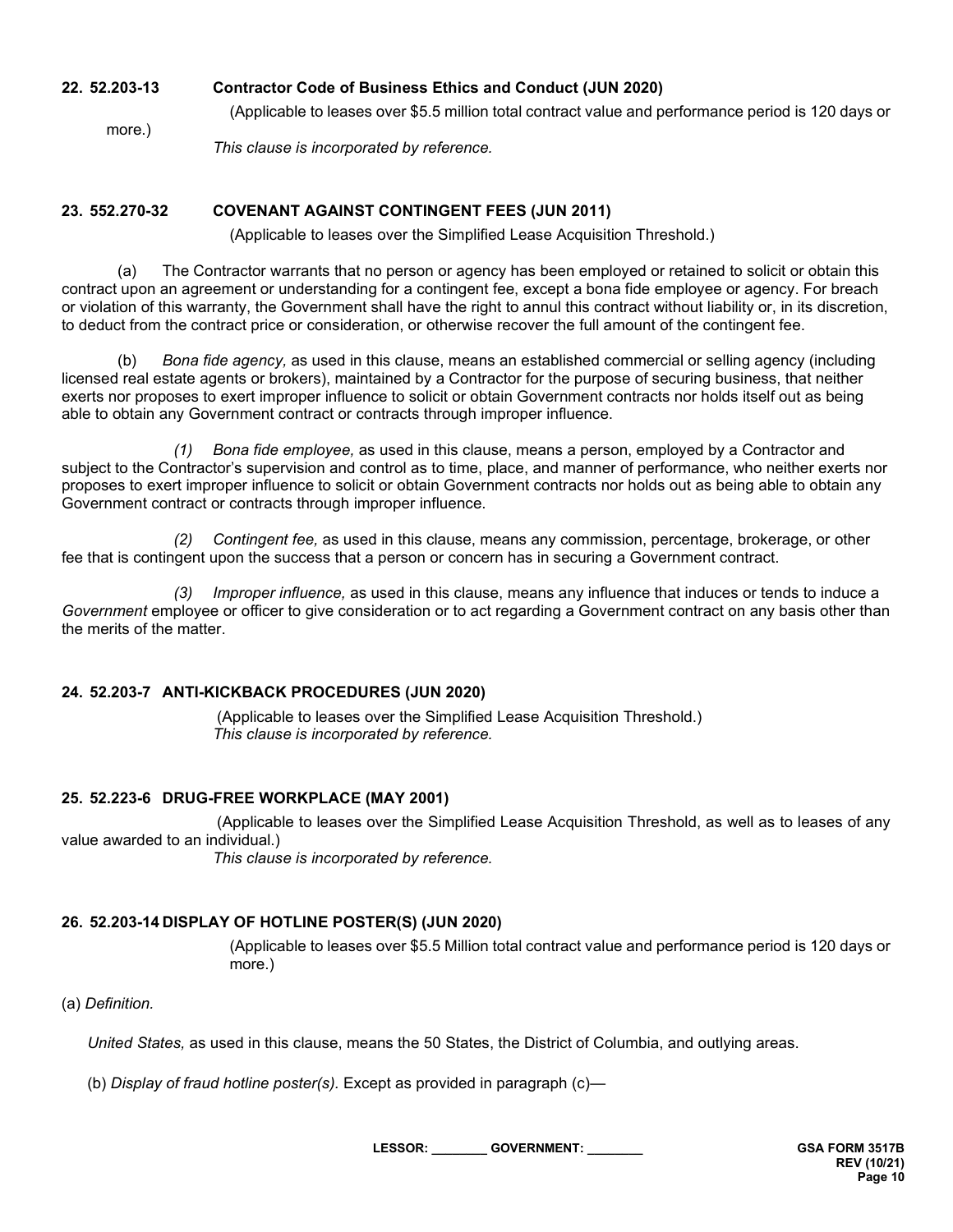**22. 52.203-13 Contractor Code of Business Ethics and Conduct (JUN 2020)**

(Applicable to leases over $5.5 million total contract value and performance period is 120 days or more.)

*This clause is incorporated by reference.*

**23. 552.270-32 COVENANT AGAINST CONTINGENT FEES (JUN 2011)**

(Applicable to leases over the Simplified Lease Acquisition Threshold.)

(a) The Contractor warrants that no person or agency has been employed or retained to solicit or obtain this contract upon an agreement or understanding for a contingent fee, except a bona fide employee or agency. For breach or violation of this warranty, the Government shall have the right to annul this contract without liability or, in its discretion, to deduct from the contract price or consideration, or otherwise recover the full amount of the contingent fee.

(b) *Bona fide agency,* as used in this clause, means an established commercial or selling agency (including licensed real estate agents or brokers), maintained by a Contractor for the purpose of securing business, that neither exerts nor proposes to exert improper influence to solicit or obtain Government contracts nor holds itself out as being able to obtain any Government contract or contracts through improper influence.

*(1) Bona fide employee,* as used in this clause, means a person, employed by a Contractor and subject to the Contractor's supervision and control as to time, place, and manner of performance, who neither exerts nor proposes to exert improper influence to solicit or obtain Government contracts nor holds out as being able to obtain any Government contract or contracts through improper influence.

*(2) Contingent fee,* as used in this clause, means any commission, percentage, brokerage, or other fee that is contingent upon the success that a person or concern has in securing a Government contract.

*(3) Improper influence,* as used in this clause, means any influence that induces or tends to induce a *Government* employee or officer to give consideration or to act regarding a Government contract on any basis other than the merits of the matter.

**24. 52.203-7 ANTI-KICKBACK PROCEDURES (JUN 2020)**

(Applicable to leases over the Simplified Lease Acquisition Threshold.)
*This clause is incorporated by reference.*

**25. 52.223-6 DRUG-FREE WORKPLACE (MAY 2001)**

(Applicable to leases over the Simplified Lease Acquisition Threshold, as well as to leases of any value awarded to an individual.)
*This clause is incorporated by reference.*

**26. 52.203-14 DISPLAY OF HOTLINE POSTER(S) (JUN 2020)**

(Applicable to leases over $5.5 Million total contract value and performance period is 120 days or more.)

(a) *Definition.*

*United States,* as used in this clause, means the 50 States, the District of Columbia, and outlying areas.

(b) *Display of fraud hotline poster(s).* Except as provided in paragraph (c)—

LESSOR: _______ GOVERNMENT: _______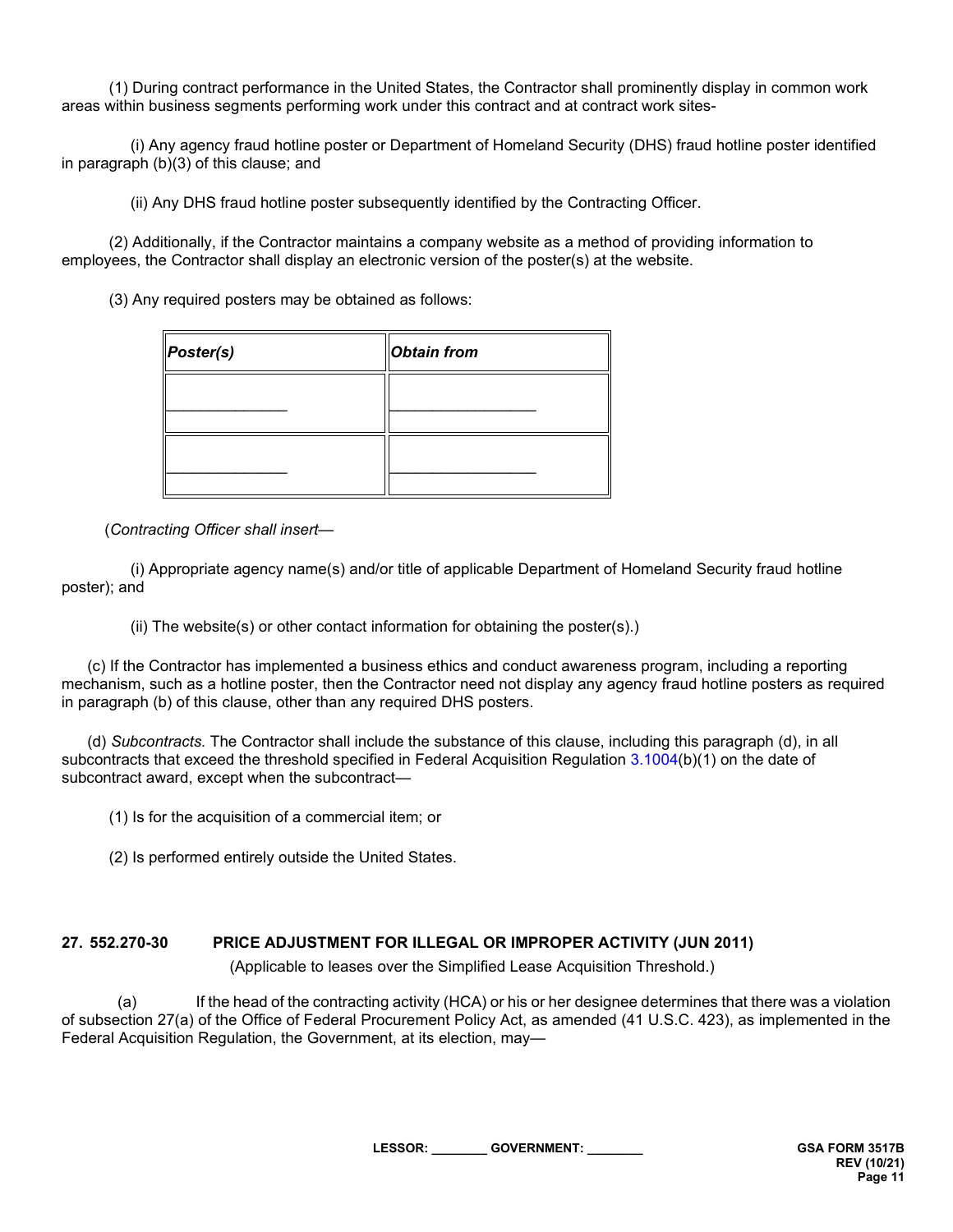(1) During contract performance in the United States, the Contractor shall prominently display in common work areas within business segments performing work under this contract and at contract work sites-

(i) Any agency fraud hotline poster or Department of Homeland Security (DHS) fraud hotline poster identified in paragraph (b)(3) of this clause; and

(ii) Any DHS fraud hotline poster subsequently identified by the Contracting Officer.

(2) Additionally, if the Contractor maintains a company website as a method of providing information to employees, the Contractor shall display an electronic version of the poster(s) at the website.

(3) Any required posters may be obtained as follows:

| ***Poster(s)*** | ***Obtain from*** |
|---|---|
| _______________ | __________________ |
| _______________ | __________________ |

(*Contracting Officer shall insert—*

(i) Appropriate agency name(s) and/or title of applicable Department of Homeland Security fraud hotline poster); and

(ii) The website(s) or other contact information for obtaining the poster(s).)

(c) If the Contractor has implemented a business ethics and conduct awareness program, including a reporting mechanism, such as a hotline poster, then the Contractor need not display any agency fraud hotline posters as required in paragraph (b) of this clause, other than any required DHS posters.

(d) *Subcontracts.* The Contractor shall include the substance of this clause, including this paragraph (d), in all subcontracts that exceed the threshold specified in Federal Acquisition Regulation 3.1004(b)(1) on the date of subcontract award, except when the subcontract—

(1) Is for the acquisition of a commercial item; or

(2) Is performed entirely outside the United States.

## 27. 552.270-30 PRICE ADJUSTMENT FOR ILLEGAL OR IMPROPER ACTIVITY (JUN 2011)

(Applicable to leases over the Simplified Lease Acquisition Threshold.)

(a) If the head of the contracting activity (HCA) or his or her designee determines that there was a violation of subsection 27(a) of the Office of Federal Procurement Policy Act, as amended (41 U.S.C. 423), as implemented in the Federal Acquisition Regulation, the Government, at its election, may—

LESSOR: ________ GOVERNMENT: ________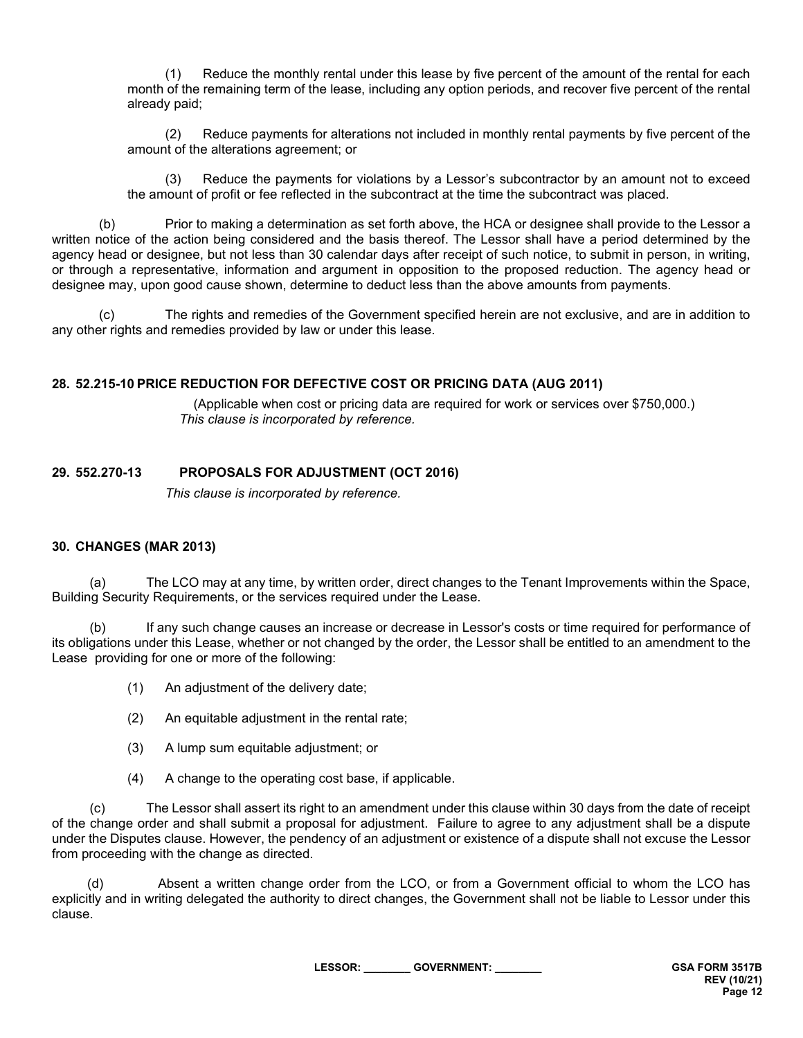(1) Reduce the monthly rental under this lease by five percent of the amount of the rental for each month of the remaining term of the lease, including any option periods, and recover five percent of the rental already paid;

(2) Reduce payments for alterations not included in monthly rental payments by five percent of the amount of the alterations agreement; or

(3) Reduce the payments for violations by a Lessor's subcontractor by an amount not to exceed the amount of profit or fee reflected in the subcontract at the time the subcontract was placed.

(b) Prior to making a determination as set forth above, the HCA or designee shall provide to the Lessor a written notice of the action being considered and the basis thereof. The Lessor shall have a period determined by the agency head or designee, but not less than 30 calendar days after receipt of such notice, to submit in person, in writing, or through a representative, information and argument in opposition to the proposed reduction. The agency head or designee may, upon good cause shown, determine to deduct less than the above amounts from payments.

(c) The rights and remedies of the Government specified herein are not exclusive, and are in addition to any other rights and remedies provided by law or under this lease.

## 28. 52.215-10 PRICE REDUCTION FOR DEFECTIVE COST OR PRICING DATA (AUG 2011)

(Applicable when cost or pricing data are required for work or services over $750,000.)
*This clause is incorporated by reference.*

## 29. 552.270-13 PROPOSALS FOR ADJUSTMENT (OCT 2016)

*This clause is incorporated by reference.*

## 30. CHANGES (MAR 2013)

(a) The LCO may at any time, by written order, direct changes to the Tenant Improvements within the Space, Building Security Requirements, or the services required under the Lease.

(b) If any such change causes an increase or decrease in Lessor's costs or time required for performance of its obligations under this Lease, whether or not changed by the order, the Lessor shall be entitled to an amendment to the Lease providing for one or more of the following:

(1) An adjustment of the delivery date;

(2) An equitable adjustment in the rental rate;

(3) A lump sum equitable adjustment; or

(4) A change to the operating cost base, if applicable.

(c) The Lessor shall assert its right to an amendment under this clause within 30 days from the date of receipt of the change order and shall submit a proposal for adjustment. Failure to agree to any adjustment shall be a dispute under the Disputes clause. However, the pendency of an adjustment or existence of a dispute shall not excuse the Lessor from proceeding with the change as directed.

(d) Absent a written change order from the LCO, or from a Government official to whom the LCO has explicitly and in writing delegated the authority to direct changes, the Government shall not be liable to Lessor under this clause.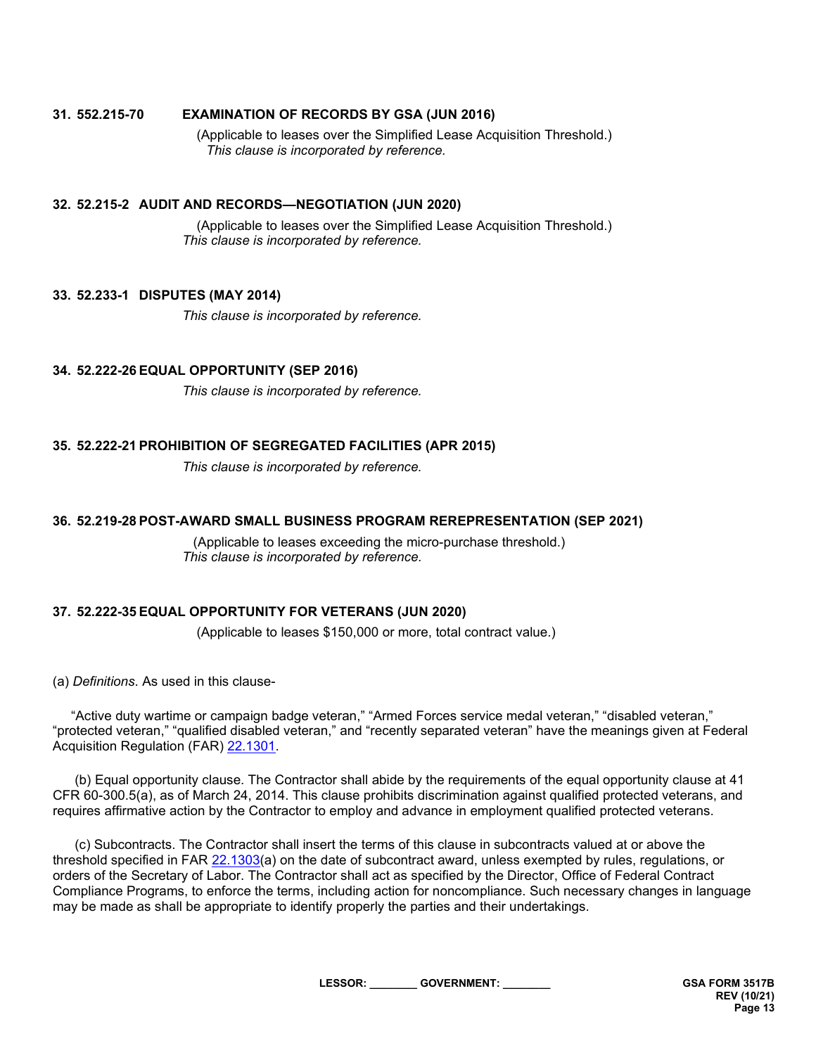### 31. 552.215-70 EXAMINATION OF RECORDS BY GSA (JUN 2016)

(Applicable to leases over the Simplified Lease Acquisition Threshold.)
*This clause is incorporated by reference.*

### 32. 52.215-2 AUDIT AND RECORDS—NEGOTIATION (JUN 2020)

(Applicable to leases over the Simplified Lease Acquisition Threshold.)
*This clause is incorporated by reference.*

### 33. 52.233-1 DISPUTES (MAY 2014)

*This clause is incorporated by reference.*

### 34. 52.222-26 EQUAL OPPORTUNITY (SEP 2016)

*This clause is incorporated by reference.*

### 35. 52.222-21 PROHIBITION OF SEGREGATED FACILITIES (APR 2015)

*This clause is incorporated by reference.*

### 36. 52.219-28 POST-AWARD SMALL BUSINESS PROGRAM REREPRESENTATION (SEP 2021)

(Applicable to leases exceeding the micro-purchase threshold.)
*This clause is incorporated by reference.*

### 37. 52.222-35 EQUAL OPPORTUNITY FOR VETERANS (JUN 2020)

(Applicable to leases $150,000 or more, total contract value.)

(a) *Definitions*. As used in this clause-

"Active duty wartime or campaign badge veteran," "Armed Forces service medal veteran," "disabled veteran," "protected veteran," "qualified disabled veteran," and "recently separated veteran" have the meanings given at Federal Acquisition Regulation (FAR) 22.1301.

(b) Equal opportunity clause. The Contractor shall abide by the requirements of the equal opportunity clause at 41 CFR 60-300.5(a), as of March 24, 2014. This clause prohibits discrimination against qualified protected veterans, and requires affirmative action by the Contractor to employ and advance in employment qualified protected veterans.

(c) Subcontracts. The Contractor shall insert the terms of this clause in subcontracts valued at or above the threshold specified in FAR 22.1303(a) on the date of subcontract award, unless exempted by rules, regulations, or orders of the Secretary of Labor. The Contractor shall act as specified by the Director, Office of Federal Contract Compliance Programs, to enforce the terms, including action for noncompliance. Such necessary changes in language may be made as shall be appropriate to identify properly the parties and their undertakings.

LESSOR: ________ GOVERNMENT: ________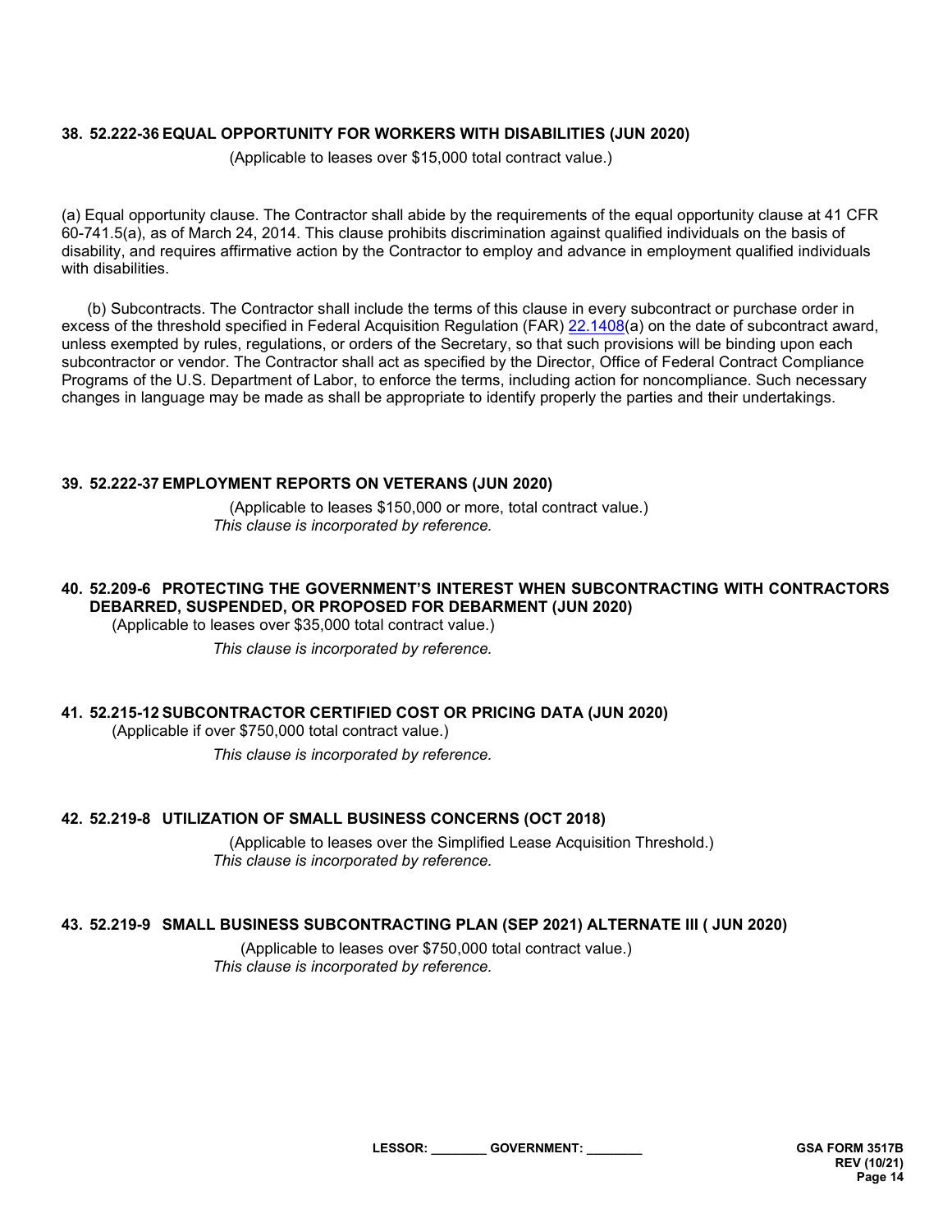### 38. 52.222-36 EQUAL OPPORTUNITY FOR WORKERS WITH DISABILITIES (JUN 2020)

(Applicable to leases over $15,000 total contract value.)

(a) Equal opportunity clause. The Contractor shall abide by the requirements of the equal opportunity clause at 41 CFR 60-741.5(a), as of March 24, 2014. This clause prohibits discrimination against qualified individuals on the basis of disability, and requires affirmative action by the Contractor to employ and advance in employment qualified individuals with disabilities.

(b) Subcontracts. The Contractor shall include the terms of this clause in every subcontract or purchase order in excess of the threshold specified in Federal Acquisition Regulation (FAR) 22.1408(a) on the date of subcontract award, unless exempted by rules, regulations, or orders of the Secretary, so that such provisions will be binding upon each subcontractor or vendor. The Contractor shall act as specified by the Director, Office of Federal Contract Compliance Programs of the U.S. Department of Labor, to enforce the terms, including action for noncompliance. Such necessary changes in language may be made as shall be appropriate to identify properly the parties and their undertakings.

### 39. 52.222-37 EMPLOYMENT REPORTS ON VETERANS (JUN 2020)

(Applicable to leases $150,000 or more, total contract value.)

*This clause is incorporated by reference.*

### 40. 52.209-6 PROTECTING THE GOVERNMENT'S INTEREST WHEN SUBCONTRACTING WITH CONTRACTORS DEBARRED, SUSPENDED, OR PROPOSED FOR DEBARMENT (JUN 2020)

(Applicable to leases over $35,000 total contract value.)

*This clause is incorporated by reference.*

### 41. 52.215-12 SUBCONTRACTOR CERTIFIED COST OR PRICING DATA (JUN 2020)

(Applicable if over $750,000 total contract value.)

*This clause is incorporated by reference.*

### 42. 52.219-8 UTILIZATION OF SMALL BUSINESS CONCERNS (OCT 2018)

(Applicable to leases over the Simplified Lease Acquisition Threshold.)

*This clause is incorporated by reference.*

### 43. 52.219-9 SMALL BUSINESS SUBCONTRACTING PLAN (SEP 2021) ALTERNATE III ( JUN 2020)

(Applicable to leases over $750,000 total contract value.)

*This clause is incorporated by reference.*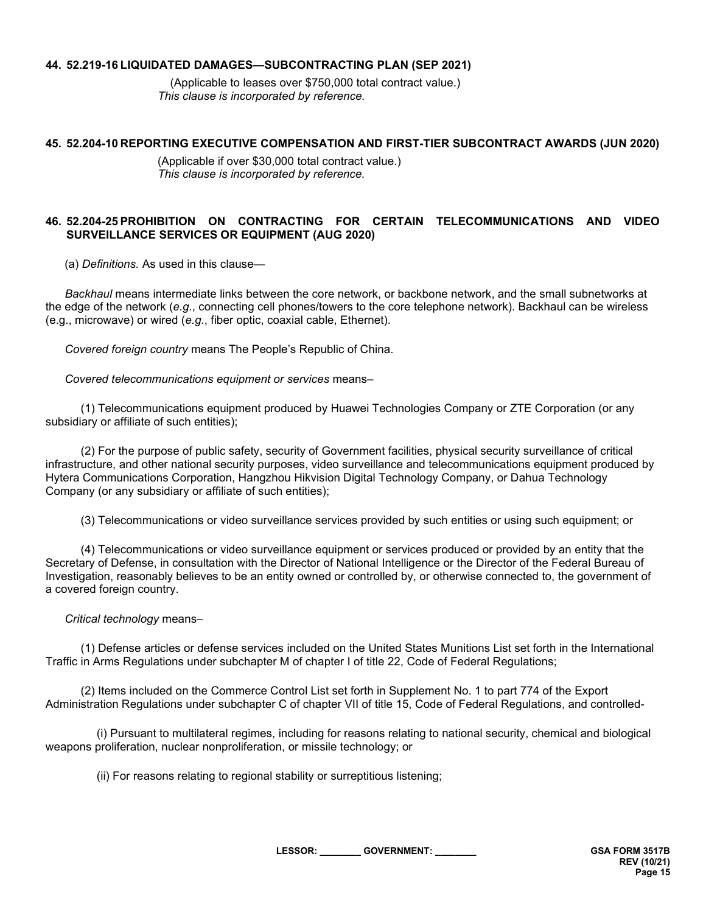### 44. 52.219-16 LIQUIDATED DAMAGES—SUBCONTRACTING PLAN (SEP 2021)

(Applicable to leases over $750,000 total contract value.)
*This clause is incorporated by reference.*

### 45. 52.204-10 REPORTING EXECUTIVE COMPENSATION AND FIRST-TIER SUBCONTRACT AWARDS (JUN 2020)

(Applicable if over $30,000 total contract value.)
*This clause is incorporated by reference.*

### 46. 52.204-25 PROHIBITION ON CONTRACTING FOR CERTAIN TELECOMMUNICATIONS AND VIDEO SURVEILLANCE SERVICES OR EQUIPMENT (AUG 2020)

(a) *Definitions.* As used in this clause—

*Backhaul* means intermediate links between the core network, or backbone network, and the small subnetworks at the edge of the network (*e.g.*, connecting cell phones/towers to the core telephone network). Backhaul can be wireless (e.g., microwave) or wired (*e.g.*, fiber optic, coaxial cable, Ethernet).

*Covered foreign country* means The People's Republic of China.

*Covered telecommunications equipment or services* means–

(1) Telecommunications equipment produced by Huawei Technologies Company or ZTE Corporation (or any subsidiary or affiliate of such entities);

(2) For the purpose of public safety, security of Government facilities, physical security surveillance of critical infrastructure, and other national security purposes, video surveillance and telecommunications equipment produced by Hytera Communications Corporation, Hangzhou Hikvision Digital Technology Company, or Dahua Technology Company (or any subsidiary or affiliate of such entities);

(3) Telecommunications or video surveillance services provided by such entities or using such equipment; or

(4) Telecommunications or video surveillance equipment or services produced or provided by an entity that the Secretary of Defense, in consultation with the Director of National Intelligence or the Director of the Federal Bureau of Investigation, reasonably believes to be an entity owned or controlled by, or otherwise connected to, the government of a covered foreign country.

*Critical technology* means–

(1) Defense articles or defense services included on the United States Munitions List set forth in the International Traffic in Arms Regulations under subchapter M of chapter I of title 22, Code of Federal Regulations;

(2) Items included on the Commerce Control List set forth in Supplement No. 1 to part 774 of the Export Administration Regulations under subchapter C of chapter VII of title 15, Code of Federal Regulations, and controlled-

(i) Pursuant to multilateral regimes, including for reasons relating to national security, chemical and biological weapons proliferation, nuclear nonproliferation, or missile technology; or

(ii) For reasons relating to regional stability or surreptitious listening;

LESSOR: ________ GOVERNMENT: ________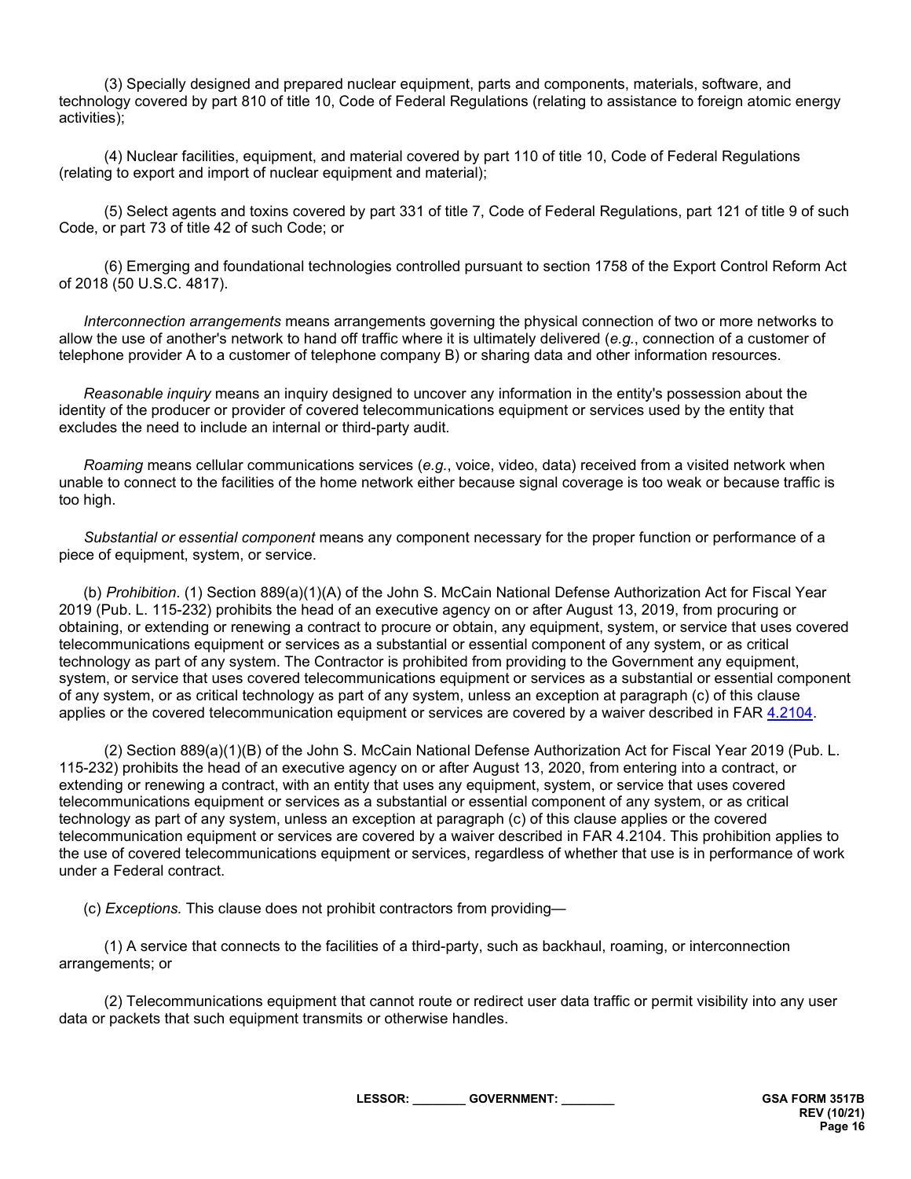(3) Specially designed and prepared nuclear equipment, parts and components, materials, software, and technology covered by part 810 of title 10, Code of Federal Regulations (relating to assistance to foreign atomic energy activities);

(4) Nuclear facilities, equipment, and material covered by part 110 of title 10, Code of Federal Regulations (relating to export and import of nuclear equipment and material);

(5) Select agents and toxins covered by part 331 of title 7, Code of Federal Regulations, part 121 of title 9 of such Code, or part 73 of title 42 of such Code; or

(6) Emerging and foundational technologies controlled pursuant to section 1758 of the Export Control Reform Act of 2018 (50 U.S.C. 4817).

*Interconnection arrangements* means arrangements governing the physical connection of two or more networks to allow the use of another's network to hand off traffic where it is ultimately delivered (*e.g.*, connection of a customer of telephone provider A to a customer of telephone company B) or sharing data and other information resources.

*Reasonable inquiry* means an inquiry designed to uncover any information in the entity's possession about the identity of the producer or provider of covered telecommunications equipment or services used by the entity that excludes the need to include an internal or third-party audit.

*Roaming* means cellular communications services (*e.g.*, voice, video, data) received from a visited network when unable to connect to the facilities of the home network either because signal coverage is too weak or because traffic is too high.

*Substantial or essential component* means any component necessary for the proper function or performance of a piece of equipment, system, or service.

(b) *Prohibition*. (1) Section 889(a)(1)(A) of the John S. McCain National Defense Authorization Act for Fiscal Year 2019 (Pub. L. 115-232) prohibits the head of an executive agency on or after August 13, 2019, from procuring or obtaining, or extending or renewing a contract to procure or obtain, any equipment, system, or service that uses covered telecommunications equipment or services as a substantial or essential component of any system, or as critical technology as part of any system. The Contractor is prohibited from providing to the Government any equipment, system, or service that uses covered telecommunications equipment or services as a substantial or essential component of any system, or as critical technology as part of any system, unless an exception at paragraph (c) of this clause applies or the covered telecommunication equipment or services are covered by a waiver described in FAR 4.2104.

(2) Section 889(a)(1)(B) of the John S. McCain National Defense Authorization Act for Fiscal Year 2019 (Pub. L. 115-232) prohibits the head of an executive agency on or after August 13, 2020, from entering into a contract, or extending or renewing a contract, with an entity that uses any equipment, system, or service that uses covered telecommunications equipment or services as a substantial or essential component of any system, or as critical technology as part of any system, unless an exception at paragraph (c) of this clause applies or the covered telecommunication equipment or services are covered by a waiver described in FAR 4.2104. This prohibition applies to the use of covered telecommunications equipment or services, regardless of whether that use is in performance of work under a Federal contract.

(c) *Exceptions.* This clause does not prohibit contractors from providing—

(1) A service that connects to the facilities of a third-party, such as backhaul, roaming, or interconnection arrangements; or

(2) Telecommunications equipment that cannot route or redirect user data traffic or permit visibility into any user data or packets that such equipment transmits or otherwise handles.

LESSOR: _______ GOVERNMENT: _______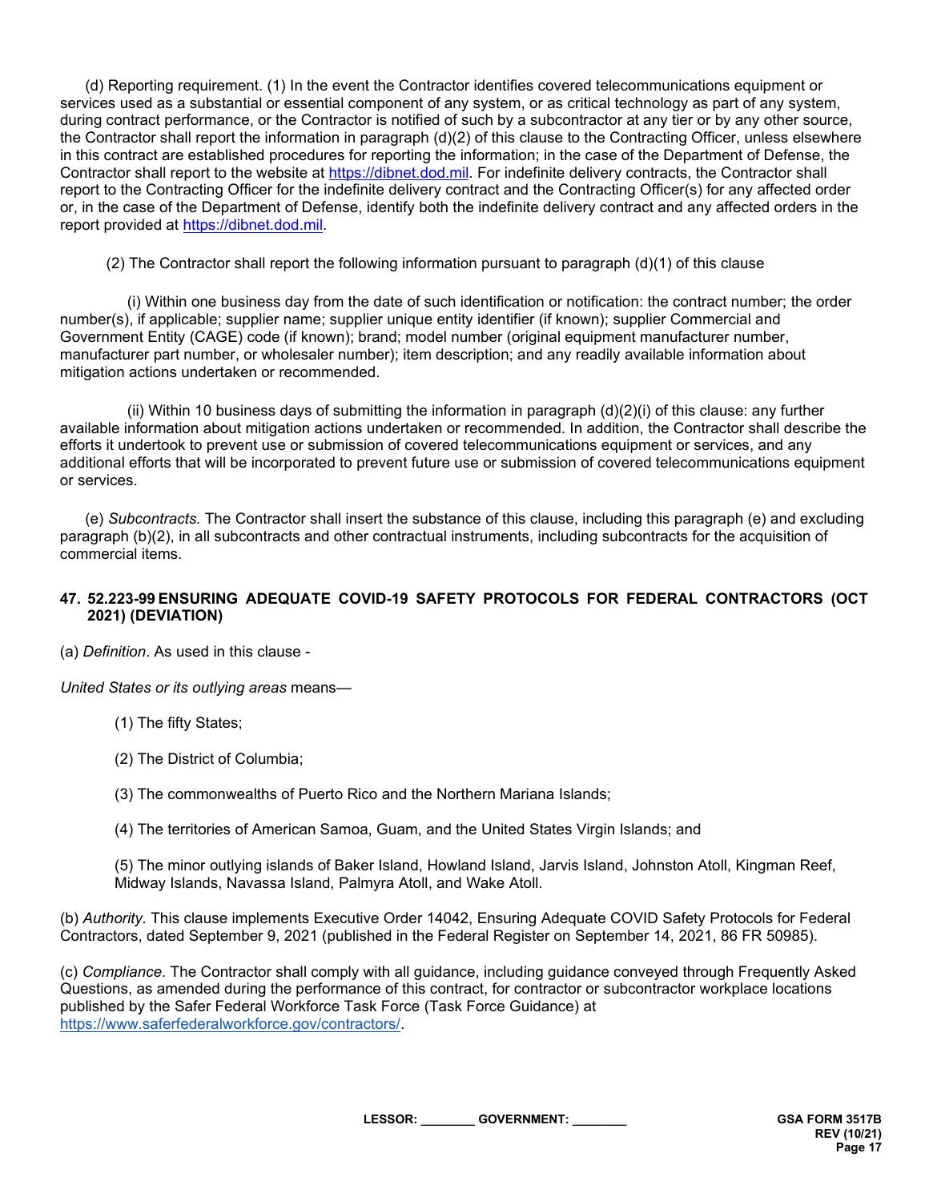(d) Reporting requirement. (1) In the event the Contractor identifies covered telecommunications equipment or services used as a substantial or essential component of any system, or as critical technology as part of any system, during contract performance, or the Contractor is notified of such by a subcontractor at any tier or by any other source, the Contractor shall report the information in paragraph (d)(2) of this clause to the Contracting Officer, unless elsewhere in this contract are established procedures for reporting the information; in the case of the Department of Defense, the Contractor shall report to the website at https://dibnet.dod.mil. For indefinite delivery contracts, the Contractor shall report to the Contracting Officer for the indefinite delivery contract and the Contracting Officer(s) for any affected order or, in the case of the Department of Defense, identify both the indefinite delivery contract and any affected orders in the report provided at https://dibnet.dod.mil.

(2) The Contractor shall report the following information pursuant to paragraph (d)(1) of this clause

(i) Within one business day from the date of such identification or notification: the contract number; the order number(s), if applicable; supplier name; supplier unique entity identifier (if known); supplier Commercial and Government Entity (CAGE) code (if known); brand; model number (original equipment manufacturer number, manufacturer part number, or wholesaler number); item description; and any readily available information about mitigation actions undertaken or recommended.

(ii) Within 10 business days of submitting the information in paragraph (d)(2)(i) of this clause: any further available information about mitigation actions undertaken or recommended. In addition, the Contractor shall describe the efforts it undertook to prevent use or submission of covered telecommunications equipment or services, and any additional efforts that will be incorporated to prevent future use or submission of covered telecommunications equipment or services.

(e) *Subcontracts.* The Contractor shall insert the substance of this clause, including this paragraph (e) and excluding paragraph (b)(2), in all subcontracts and other contractual instruments, including subcontracts for the acquisition of commercial items.

**47. 52.223-99 ENSURING ADEQUATE COVID-19 SAFETY PROTOCOLS FOR FEDERAL CONTRACTORS (OCT 2021) (DEVIATION)**

(a) *Definition*. As used in this clause -

*United States or its outlying areas* means—

(1) The fifty States;

(2) The District of Columbia;

(3) The commonwealths of Puerto Rico and the Northern Mariana Islands;

(4) The territories of American Samoa, Guam, and the United States Virgin Islands; and

(5) The minor outlying islands of Baker Island, Howland Island, Jarvis Island, Johnston Atoll, Kingman Reef, Midway Islands, Navassa Island, Palmyra Atoll, and Wake Atoll.

(b) *Authority.* This clause implements Executive Order 14042, Ensuring Adequate COVID Safety Protocols for Federal Contractors, dated September 9, 2021 (published in the Federal Register on September 14, 2021, 86 FR 50985).

(c) *Compliance.* The Contractor shall comply with all guidance, including guidance conveyed through Frequently Asked Questions, as amended during the performance of this contract, for contractor or subcontractor workplace locations published by the Safer Federal Workforce Task Force (Task Force Guidance) at https://www.saferfederalworkforce.gov/contractors/.

LESSOR: _______ GOVERNMENT: _______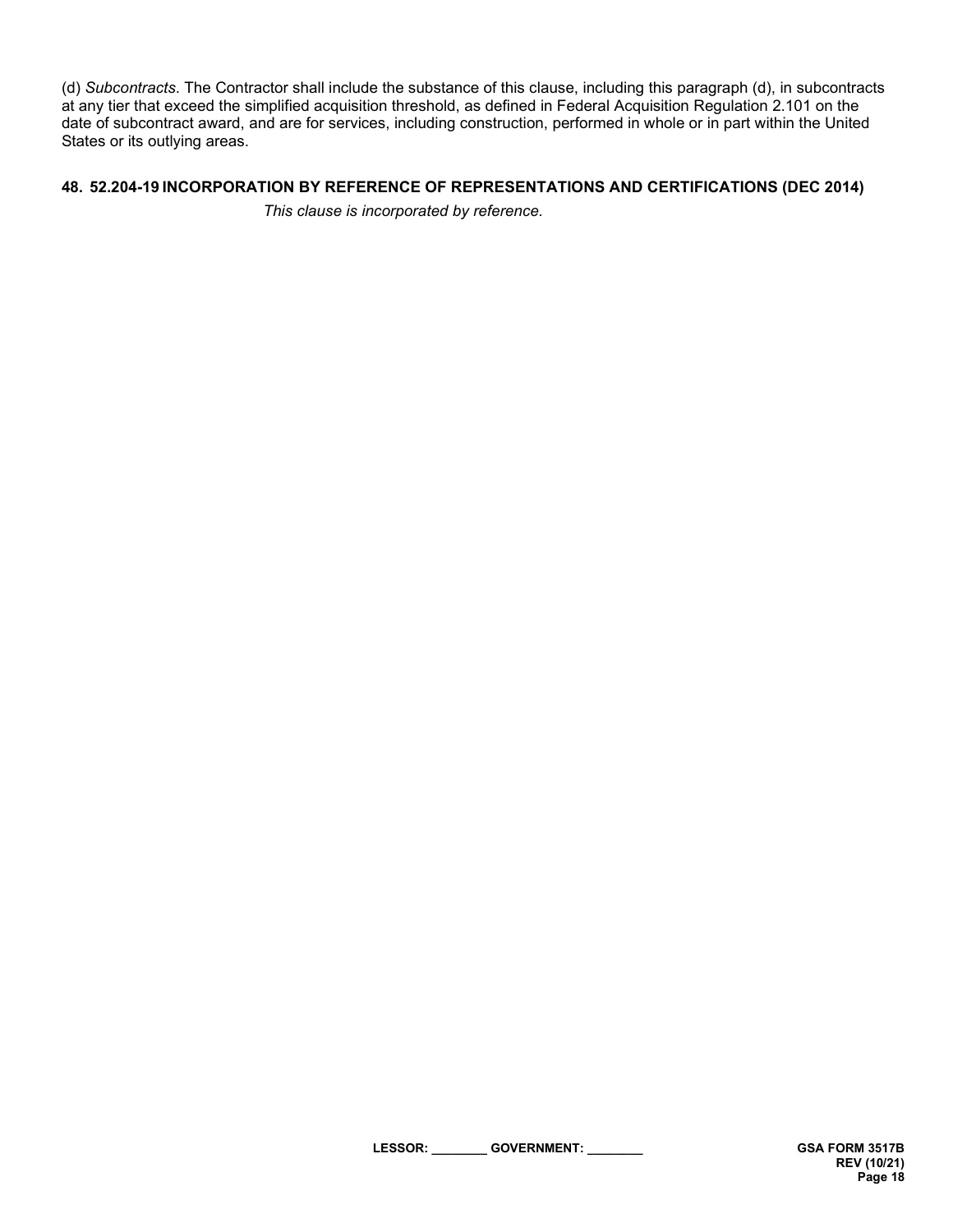(d) *Subcontracts*. The Contractor shall include the substance of this clause, including this paragraph (d), in subcontracts at any tier that exceed the simplified acquisition threshold, as defined in Federal Acquisition Regulation 2.101 on the date of subcontract award, and are for services, including construction, performed in whole or in part within the United States or its outlying areas.

**48. 52.204-19 INCORPORATION BY REFERENCE OF REPRESENTATIONS AND CERTIFICATIONS (DEC 2014)**

*This clause is incorporated by reference.*